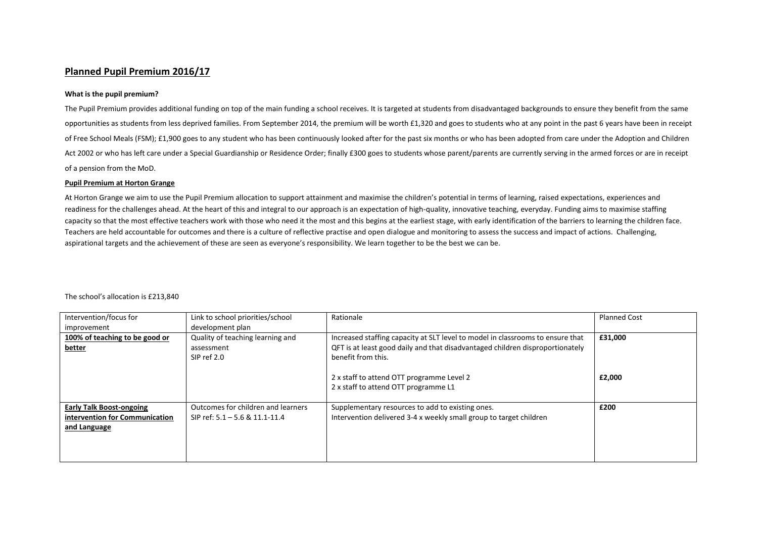# Planned Pupil Premium 2016/17

**What is the pupil premium?**

The Pupil Premium provides additional funding on top of the main funding a school receives. It is targeted at students from disadvantaged backgrounds to ensure they benefit from the same opportunities as students from less deprived families. From September 2014, the premium will be worth £1,320 and goes to students who at any point in the past 6 years have been in receipt of Free School Meals (FSM); £1,900 goes to any student who has been continuously looked after for the past six months or who has been adopted from care under the Adoption and Children Act 2002 or who has left care under a Special Guardianship or Residence Order; finally £300 goes to students whose parent/parents are currently serving in the armed forces or are in receipt of a pension from the MoD.

**Pupil Premium at Horton Grange**

At Horton Grange we aim to use the Pupil Premium allocation to support attainment and maximise the children's potential in terms of learning, raised expectations, experiences and readiness for the challenges ahead. At the heart of this and integral to our approach is an expectation of high-quality, innovative teaching, everyday. Funding aims to maximise staffing capacity so that the most effective teachers work with those who need it the most and this begins at the earliest stage, with early identification of the barriers to learning the children face. Teachers are held accountable for outcomes and there is a culture of reflective practise and open dialogue and monitoring to assess the success and impact of actions. Challenging, aspirational targets and the achievement of these are seen as everyone's responsibility. We learn together to be the best we can be.

The school's allocation is £213,840

| Intervention/focus for improvement | Link to school priorities/school development plan | Rationale | Planned Cost |
|---|---|---|---|
| **100% of teaching to be good or better** | Quality of teaching learning and assessment<br>SIP ref 2.0 | Increased staffing capacity at SLT level to model in classrooms to ensure that QFT is at least good daily and that disadvantaged children disproportionately benefit from this.<br><br>2 x staff to attend OTT programme Level 2<br>2 x staff to attend OTT programme L1 | **£31,000**<br><br><br>**£2,000** |
| **Early Talk Boost-ongoing intervention for Communication and Language** | Outcomes for children and learners<br>SIP ref: 5.1 – 5.6 & 11.1-11.4 | Supplementary resources to add to existing ones.<br>Intervention delivered 3-4 x weekly small group to target children | **£200** |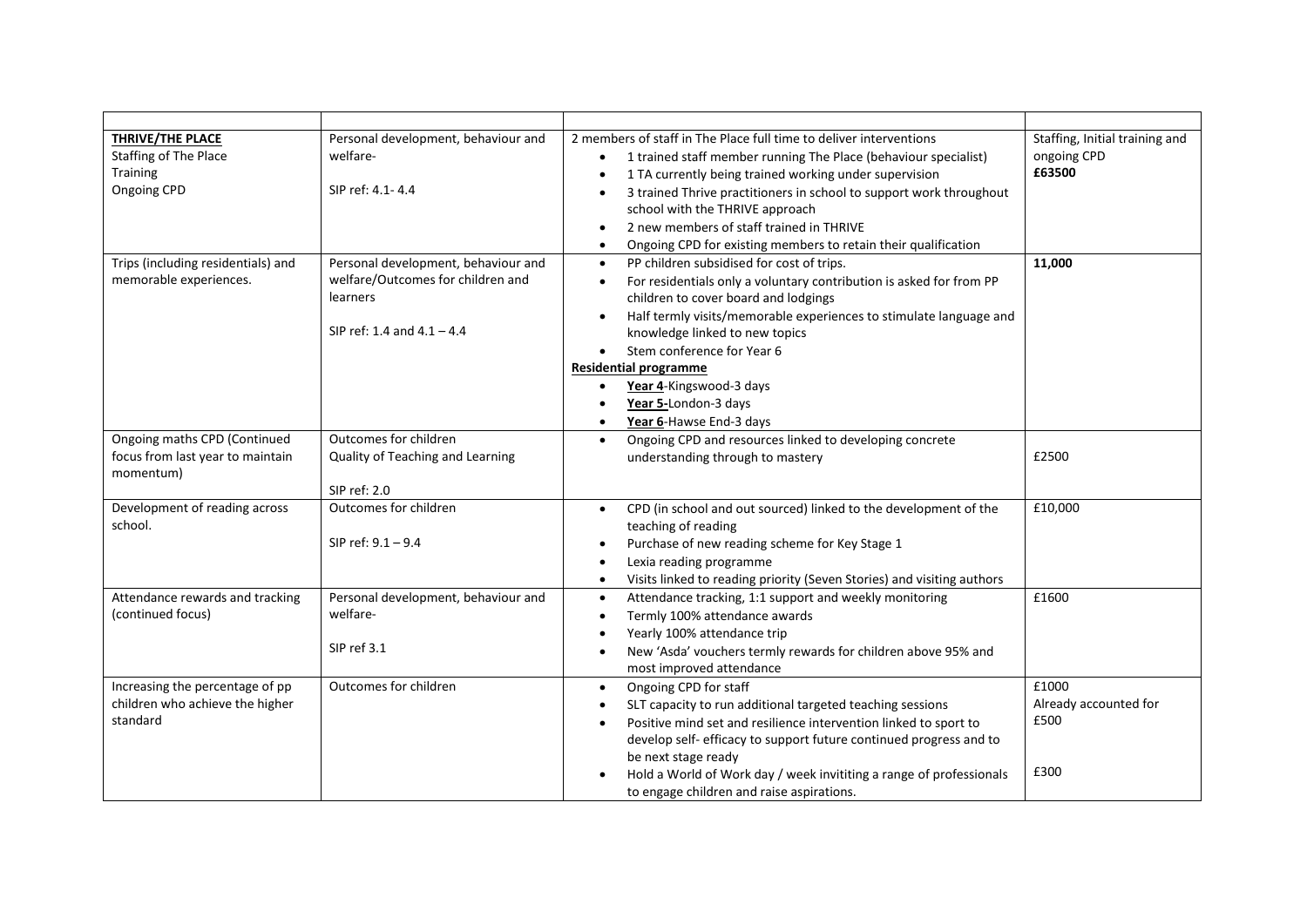| | | | |
|---|---|---|---|
| **THRIVE/THE PLACE**<br>Staffing of The Place<br>Training<br>Ongoing CPD | Personal development, behaviour and welfare-<br><br>SIP ref: 4.1- 4.4 | 2 members of staff in The Place full time to deliver interventions<br>• 1 trained staff member running The Place (behaviour specialist)<br>• 1 TA currently being trained working under supervision<br>• 3 trained Thrive practitioners in school to support work throughout school with the THRIVE approach<br>• 2 new members of staff trained in THRIVE<br>• Ongoing CPD for existing members to retain their qualification | Staffing, Initial training and ongoing CPD<br>**£63500** |
| Trips (including residentials) and memorable experiences. | Personal development, behaviour and welfare/Outcomes for children and learners<br><br>SIP ref: 1.4 and 4.1 – 4.4 | • PP children subsidised for cost of trips.<br>• For residentials only a voluntary contribution is asked for from PP children to cover board and lodgings<br>• Half termly visits/memorable experiences to stimulate language and knowledge linked to new topics<br>• Stem conference for Year 6<br>**Residential programme**<br>• **Year 4**-Kingswood-3 days<br>• **Year 5-**London-3 days<br>• **Year 6**-Hawse End-3 days | **11,000** |
| Ongoing maths CPD (Continued focus from last year to maintain momentum) | Outcomes for children<br>Quality of Teaching and Learning<br><br>SIP ref: 2.0 | • Ongoing CPD and resources linked to developing concrete understanding through to mastery | £2500 |
| Development of reading across school. | Outcomes for children<br><br>SIP ref: 9.1 – 9.4 | • CPD (in school and out sourced) linked to the development of the teaching of reading<br>• Purchase of new reading scheme for Key Stage 1<br>• Lexia reading programme<br>• Visits linked to reading priority (Seven Stories) and visiting authors | £10,000 |
| Attendance rewards and tracking (continued focus) | Personal development, behaviour and welfare-<br><br>SIP ref 3.1 | • Attendance tracking, 1:1 support and weekly monitoring<br>• Termly 100% attendance awards<br>• Yearly 100% attendance trip<br>• New 'Asda' vouchers termly rewards for children above 95% and most improved attendance | £1600 |
| Increasing the percentage of pp children who achieve the higher standard | Outcomes for children | • Ongoing CPD for staff<br>• SLT capacity to run additional targeted teaching sessions<br>• Positive mind set and resilience intervention linked to sport to develop self- efficacy to support future continued progress and to be next stage ready<br>• Hold a World of Work day / week invititing a range of professionals to engage children and raise aspirations. | £1000<br>Already accounted for<br>£500<br><br>£300 |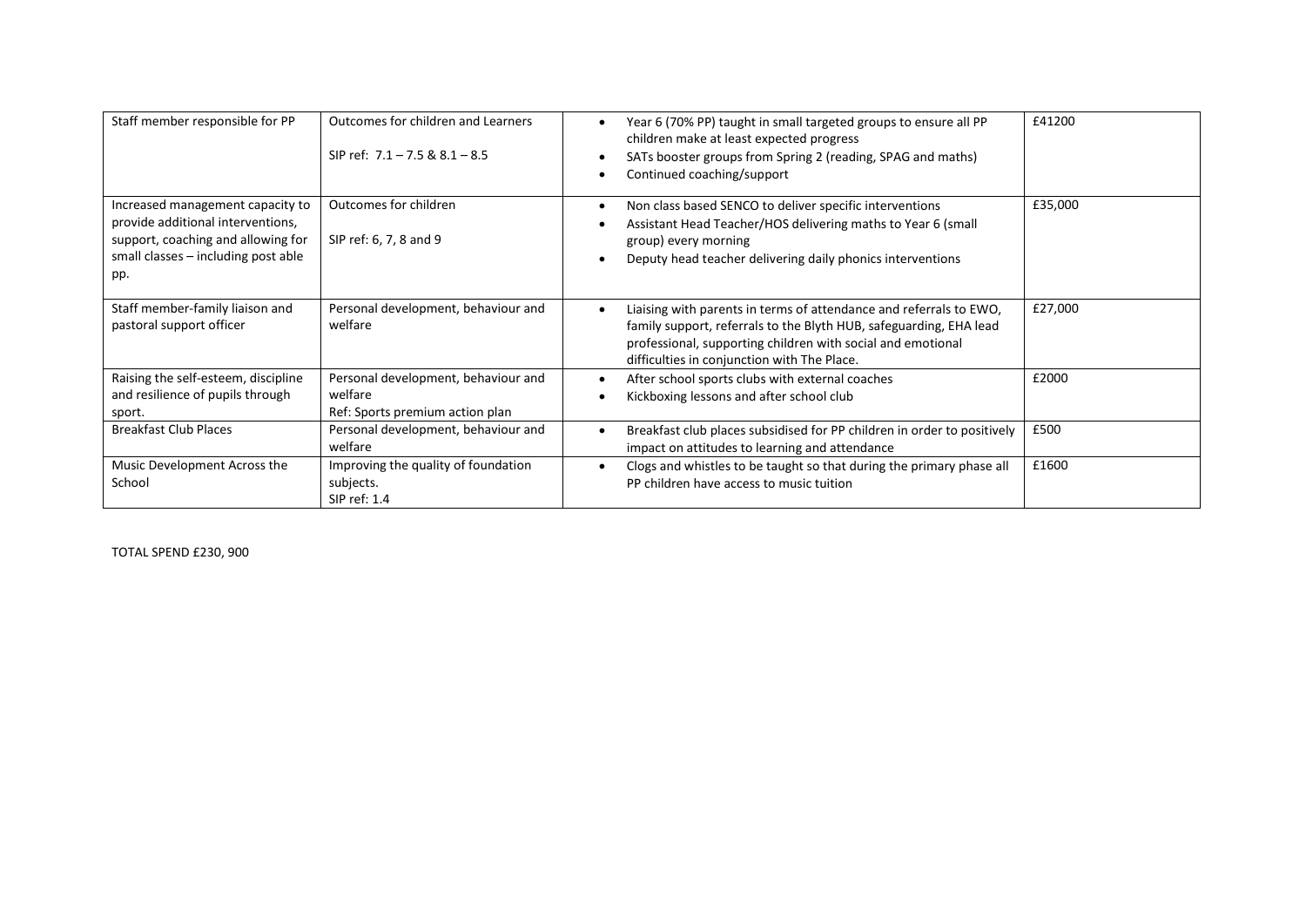| | | | |
|---|---|---|---|
| Staff member responsible for PP | Outcomes for children and Learners<br><br>SIP ref: 7.1 – 7.5 & 8.1 – 8.5 | • Year 6 (70% PP) taught in small targeted groups to ensure all PP children make at least expected progress<br>• SATs booster groups from Spring 2 (reading, SPAG and maths)<br>• Continued coaching/support | £41200 |
| Increased management capacity to provide additional interventions, support, coaching and allowing for small classes – including post able pp. | Outcomes for children<br><br>SIP ref: 6, 7, 8 and 9 | • Non class based SENCO to deliver specific interventions<br>• Assistant Head Teacher/HOS delivering maths to Year 6 (small group) every morning<br>• Deputy head teacher delivering daily phonics interventions | £35,000 |
| Staff member-family liaison and pastoral support officer | Personal development, behaviour and welfare | • Liaising with parents in terms of attendance and referrals to EWO, family support, referrals to the Blyth HUB, safeguarding, EHA lead professional, supporting children with social and emotional difficulties in conjunction with The Place. | £27,000 |
| Raising the self-esteem, discipline and resilience of pupils through sport. | Personal development, behaviour and welfare<br>Ref: Sports premium action plan | • After school sports clubs with external coaches<br>• Kickboxing lessons and after school club | £2000 |
| Breakfast Club Places | Personal development, behaviour and welfare | • Breakfast club places subsidised for PP children in order to positively impact on attitudes to learning and attendance | £500 |
| Music Development Across the School | Improving the quality of foundation subjects.<br>SIP ref: 1.4 | • Clogs and whistles to be taught so that during the primary phase all PP children have access to music tuition | £1600 |

TOTAL SPEND £230, 900